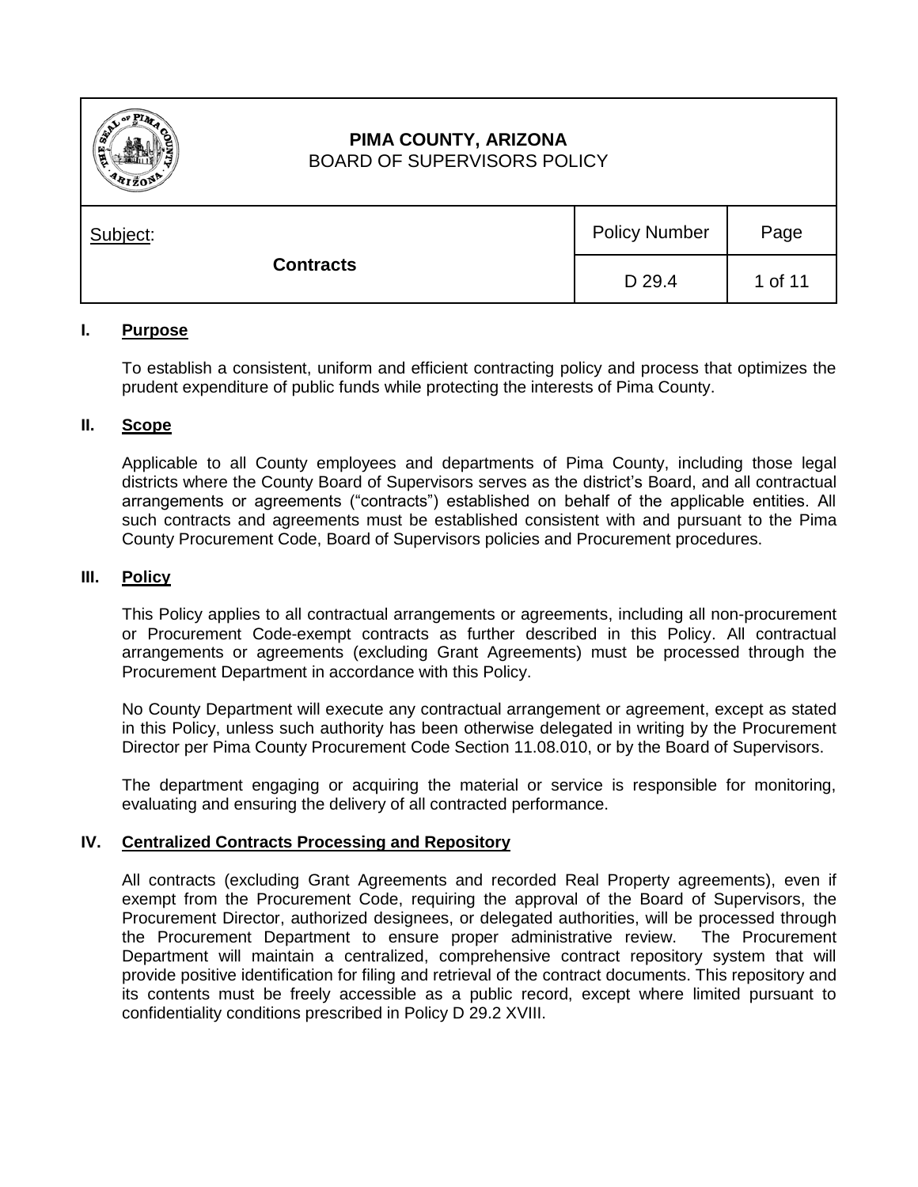# PIMA COUNTY, ARIZONA
BOARD OF SUPERVISORS POLICY

| Subject: | Policy Number | Page |
| --- | --- | --- |
| **Contracts** | D 29.4 | 1 of 11 |

## I. Purpose

To establish a consistent, uniform and efficient contracting policy and process that optimizes the prudent expenditure of public funds while protecting the interests of Pima County.

## II. Scope

Applicable to all County employees and departments of Pima County, including those legal districts where the County Board of Supervisors serves as the district's Board, and all contractual arrangements or agreements ("contracts") established on behalf of the applicable entities. All such contracts and agreements must be established consistent with and pursuant to the Pima County Procurement Code, Board of Supervisors policies and Procurement procedures.

## III. Policy

This Policy applies to all contractual arrangements or agreements, including all non-procurement or Procurement Code-exempt contracts as further described in this Policy. All contractual arrangements or agreements (excluding Grant Agreements) must be processed through the Procurement Department in accordance with this Policy.

No County Department will execute any contractual arrangement or agreement, except as stated in this Policy, unless such authority has been otherwise delegated in writing by the Procurement Director per Pima County Procurement Code Section 11.08.010, or by the Board of Supervisors.

The department engaging or acquiring the material or service is responsible for monitoring, evaluating and ensuring the delivery of all contracted performance.

## IV. Centralized Contracts Processing and Repository

All contracts (excluding Grant Agreements and recorded Real Property agreements), even if exempt from the Procurement Code, requiring the approval of the Board of Supervisors, the Procurement Director, authorized designees, or delegated authorities, will be processed through the Procurement Department to ensure proper administrative review. The Procurement Department will maintain a centralized, comprehensive contract repository system that will provide positive identification for filing and retrieval of the contract documents. This repository and its contents must be freely accessible as a public record, except where limited pursuant to confidentiality conditions prescribed in Policy D 29.2 XVIII.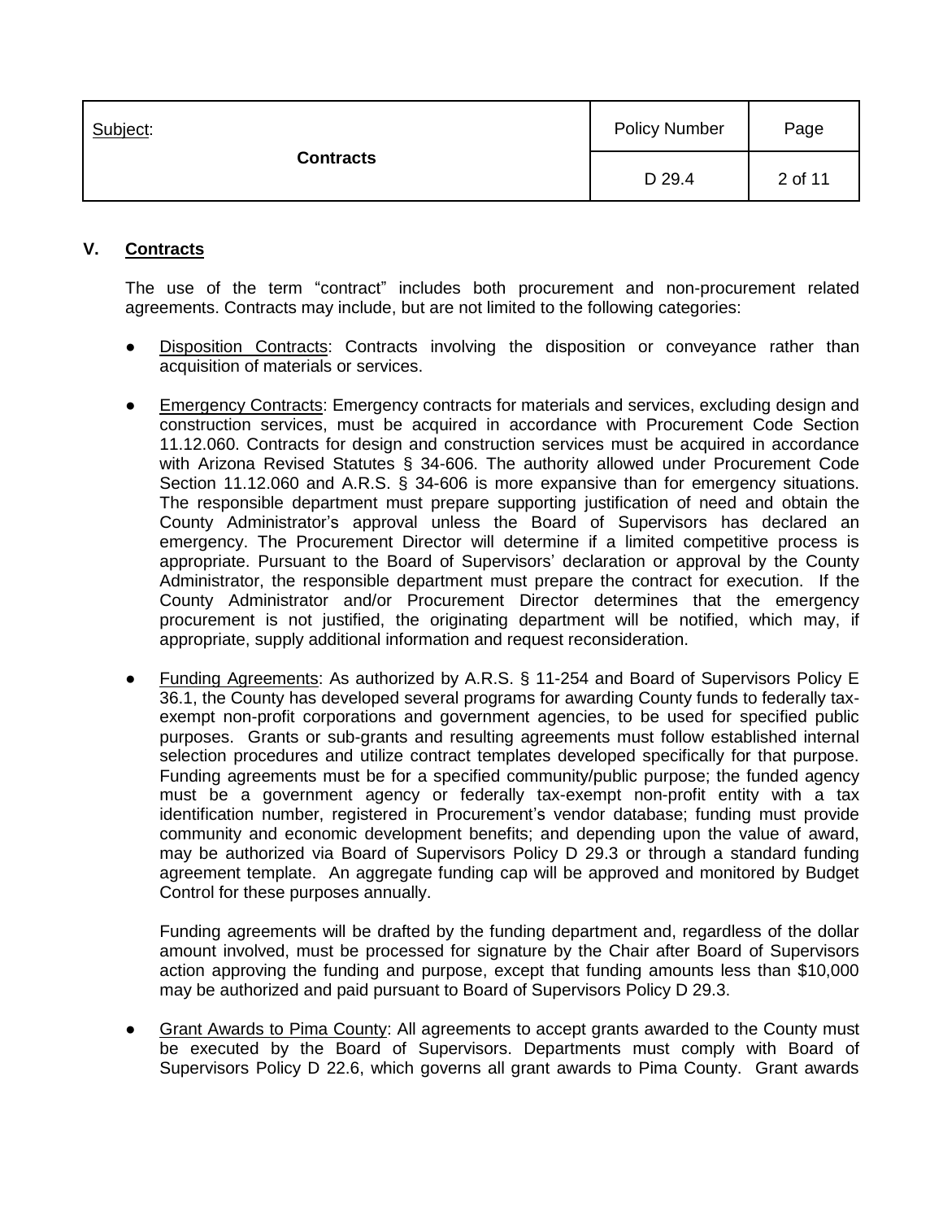## V. Contracts

The use of the term "contract" includes both procurement and non-procurement related agreements. Contracts may include, but are not limited to the following categories:

- Disposition Contracts: Contracts involving the disposition or conveyance rather than acquisition of materials or services.

- Emergency Contracts: Emergency contracts for materials and services, excluding design and construction services, must be acquired in accordance with Procurement Code Section 11.12.060. Contracts for design and construction services must be acquired in accordance with Arizona Revised Statutes § 34-606. The authority allowed under Procurement Code Section 11.12.060 and A.R.S. § 34-606 is more expansive than for emergency situations. The responsible department must prepare supporting justification of need and obtain the County Administrator's approval unless the Board of Supervisors has declared an emergency. The Procurement Director will determine if a limited competitive process is appropriate. Pursuant to the Board of Supervisors' declaration or approval by the County Administrator, the responsible department must prepare the contract for execution. If the County Administrator and/or Procurement Director determines that the emergency procurement is not justified, the originating department will be notified, which may, if appropriate, supply additional information and request reconsideration.

- Funding Agreements: As authorized by A.R.S. § 11-254 and Board of Supervisors Policy E 36.1, the County has developed several programs for awarding County funds to federally tax-exempt non-profit corporations and government agencies, to be used for specified public purposes. Grants or sub-grants and resulting agreements must follow established internal selection procedures and utilize contract templates developed specifically for that purpose. Funding agreements must be for a specified community/public purpose; the funded agency must be a government agency or federally tax-exempt non-profit entity with a tax identification number, registered in Procurement's vendor database; funding must provide community and economic development benefits; and depending upon the value of award, may be authorized via Board of Supervisors Policy D 29.3 or through a standard funding agreement template. An aggregate funding cap will be approved and monitored by Budget Control for these purposes annually.

  Funding agreements will be drafted by the funding department and, regardless of the dollar amount involved, must be processed for signature by the Chair after Board of Supervisors action approving the funding and purpose, except that funding amounts less than $10,000 may be authorized and paid pursuant to Board of Supervisors Policy D 29.3.

- Grant Awards to Pima County: All agreements to accept grants awarded to the County must be executed by the Board of Supervisors. Departments must comply with Board of Supervisors Policy D 22.6, which governs all grant awards to Pima County. Grant awards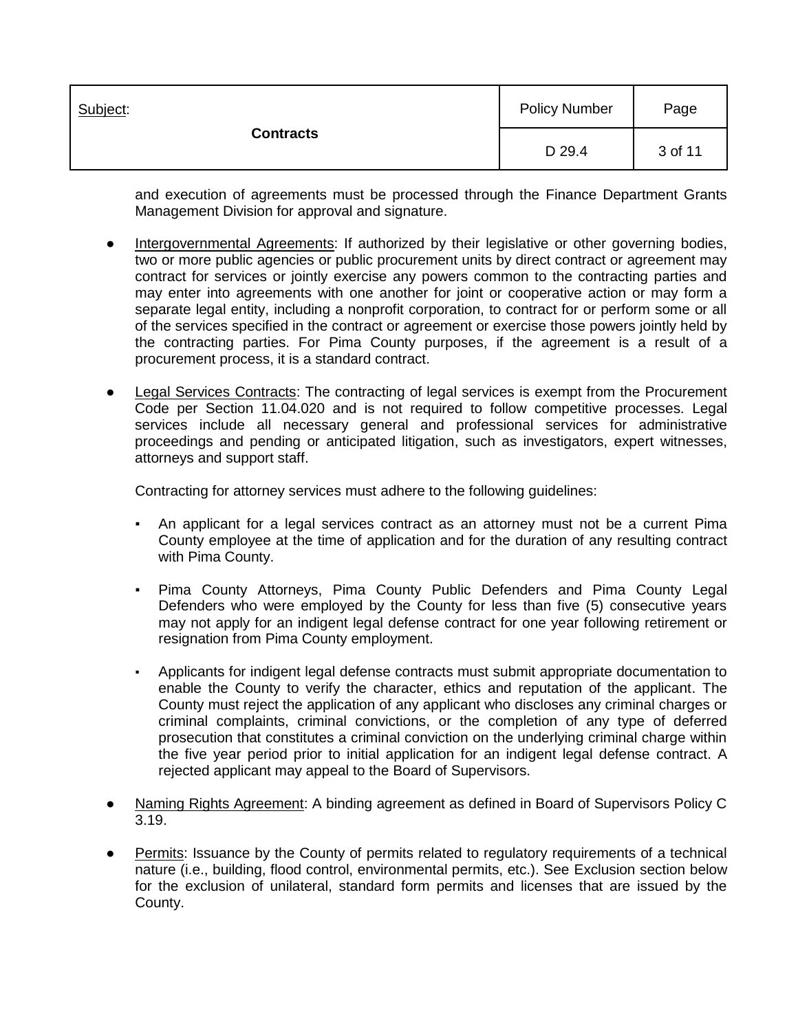and execution of agreements must be processed through the Finance Department Grants Management Division for approval and signature.

- Intergovernmental Agreements: If authorized by their legislative or other governing bodies, two or more public agencies or public procurement units by direct contract or agreement may contract for services or jointly exercise any powers common to the contracting parties and may enter into agreements with one another for joint or cooperative action or may form a separate legal entity, including a nonprofit corporation, to contract for or perform some or all of the services specified in the contract or agreement or exercise those powers jointly held by the contracting parties. For Pima County purposes, if the agreement is a result of a procurement process, it is a standard contract.

- Legal Services Contracts: The contracting of legal services is exempt from the Procurement Code per Section 11.04.020 and is not required to follow competitive processes. Legal services include all necessary general and professional services for administrative proceedings and pending or anticipated litigation, such as investigators, expert witnesses, attorneys and support staff.

  Contracting for attorney services must adhere to the following guidelines:

  - An applicant for a legal services contract as an attorney must not be a current Pima County employee at the time of application and for the duration of any resulting contract with Pima County.

  - Pima County Attorneys, Pima County Public Defenders and Pima County Legal Defenders who were employed by the County for less than five (5) consecutive years may not apply for an indigent legal defense contract for one year following retirement or resignation from Pima County employment.

  - Applicants for indigent legal defense contracts must submit appropriate documentation to enable the County to verify the character, ethics and reputation of the applicant. The County must reject the application of any applicant who discloses any criminal charges or criminal complaints, criminal convictions, or the completion of any type of deferred prosecution that constitutes a criminal conviction on the underlying criminal charge within the five year period prior to initial application for an indigent legal defense contract. A rejected applicant may appeal to the Board of Supervisors.

- Naming Rights Agreement: A binding agreement as defined in Board of Supervisors Policy C 3.19.

- Permits: Issuance by the County of permits related to regulatory requirements of a technical nature (i.e., building, flood control, environmental permits, etc.). See Exclusion section below for the exclusion of unilateral, standard form permits and licenses that are issued by the County.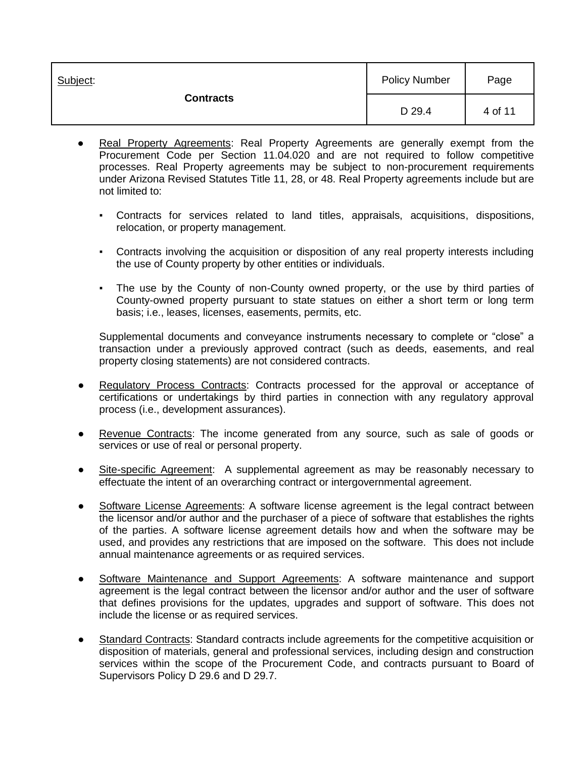- Real Property Agreements: Real Property Agreements are generally exempt from the Procurement Code per Section 11.04.020 and are not required to follow competitive processes. Real Property agreements may be subject to non-procurement requirements under Arizona Revised Statutes Title 11, 28, or 48. Real Property agreements include but are not limited to:

  - Contracts for services related to land titles, appraisals, acquisitions, dispositions, relocation, or property management.

  - Contracts involving the acquisition or disposition of any real property interests including the use of County property by other entities or individuals.

  - The use by the County of non-County owned property, or the use by third parties of County-owned property pursuant to state statues on either a short term or long term basis; i.e., leases, licenses, easements, permits, etc.

  Supplemental documents and conveyance instruments necessary to complete or "close" a transaction under a previously approved contract (such as deeds, easements, and real property closing statements) are not considered contracts.

- Regulatory Process Contracts: Contracts processed for the approval or acceptance of certifications or undertakings by third parties in connection with any regulatory approval process (i.e., development assurances).

- Revenue Contracts: The income generated from any source, such as sale of goods or services or use of real or personal property.

- Site-specific Agreement: A supplemental agreement as may be reasonably necessary to effectuate the intent of an overarching contract or intergovernmental agreement.

- Software License Agreements: A software license agreement is the legal contract between the licensor and/or author and the purchaser of a piece of software that establishes the rights of the parties. A software license agreement details how and when the software may be used, and provides any restrictions that are imposed on the software. This does not include annual maintenance agreements or as required services.

- Software Maintenance and Support Agreements: A software maintenance and support agreement is the legal contract between the licensor and/or author and the user of software that defines provisions for the updates, upgrades and support of software. This does not include the license or as required services.

- Standard Contracts: Standard contracts include agreements for the competitive acquisition or disposition of materials, general and professional services, including design and construction services within the scope of the Procurement Code, and contracts pursuant to Board of Supervisors Policy D 29.6 and D 29.7.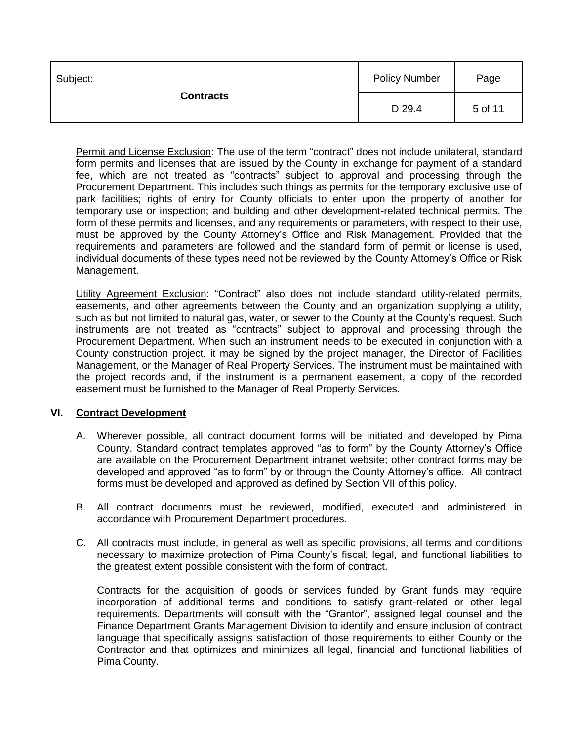Permit and License Exclusion: The use of the term "contract" does not include unilateral, standard form permits and licenses that are issued by the County in exchange for payment of a standard fee, which are not treated as "contracts" subject to approval and processing through the Procurement Department. This includes such things as permits for the temporary exclusive use of park facilities; rights of entry for County officials to enter upon the property of another for temporary use or inspection; and building and other development-related technical permits. The form of these permits and licenses, and any requirements or parameters, with respect to their use, must be approved by the County Attorney's Office and Risk Management. Provided that the requirements and parameters are followed and the standard form of permit or license is used, individual documents of these types need not be reviewed by the County Attorney's Office or Risk Management.

Utility Agreement Exclusion: "Contract" also does not include standard utility-related permits, easements, and other agreements between the County and an organization supplying a utility, such as but not limited to natural gas, water, or sewer to the County at the County's request. Such instruments are not treated as "contracts" subject to approval and processing through the Procurement Department. When such an instrument needs to be executed in conjunction with a County construction project, it may be signed by the project manager, the Director of Facilities Management, or the Manager of Real Property Services. The instrument must be maintained with the project records and, if the instrument is a permanent easement, a copy of the recorded easement must be furnished to the Manager of Real Property Services.

## VI. Contract Development

A. Wherever possible, all contract document forms will be initiated and developed by Pima County. Standard contract templates approved "as to form" by the County Attorney's Office are available on the Procurement Department intranet website; other contract forms may be developed and approved "as to form" by or through the County Attorney's office. All contract forms must be developed and approved as defined by Section VII of this policy.

B. All contract documents must be reviewed, modified, executed and administered in accordance with Procurement Department procedures.

C. All contracts must include, in general as well as specific provisions, all terms and conditions necessary to maximize protection of Pima County's fiscal, legal, and functional liabilities to the greatest extent possible consistent with the form of contract.

   Contracts for the acquisition of goods or services funded by Grant funds may require incorporation of additional terms and conditions to satisfy grant-related or other legal requirements. Departments will consult with the "Grantor", assigned legal counsel and the Finance Department Grants Management Division to identify and ensure inclusion of contract language that specifically assigns satisfaction of those requirements to either County or the Contractor and that optimizes and minimizes all legal, financial and functional liabilities of Pima County.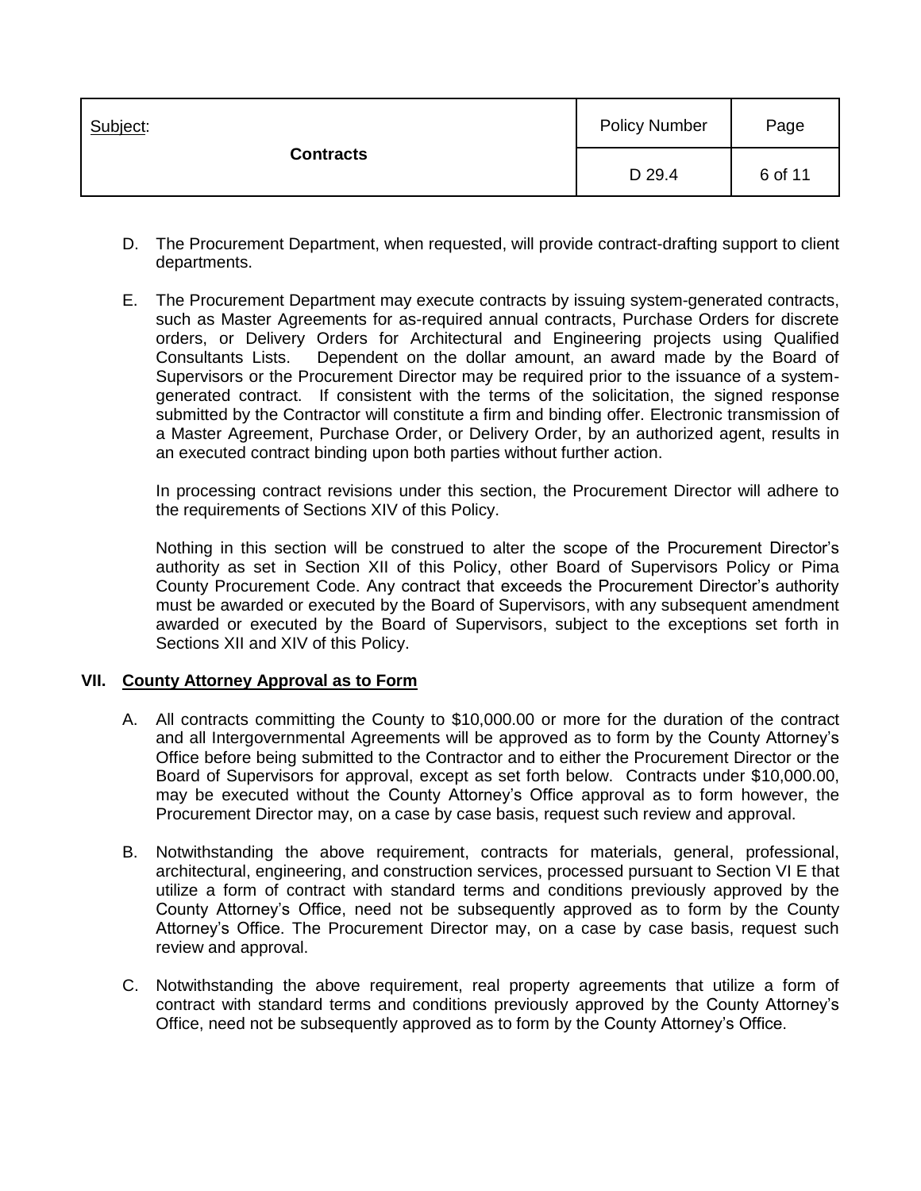D. The Procurement Department, when requested, will provide contract-drafting support to client departments.

E. The Procurement Department may execute contracts by issuing system-generated contracts, such as Master Agreements for as-required annual contracts, Purchase Orders for discrete orders, or Delivery Orders for Architectural and Engineering projects using Qualified Consultants Lists. Dependent on the dollar amount, an award made by the Board of Supervisors or the Procurement Director may be required prior to the issuance of a system-generated contract. If consistent with the terms of the solicitation, the signed response submitted by the Contractor will constitute a firm and binding offer. Electronic transmission of a Master Agreement, Purchase Order, or Delivery Order, by an authorized agent, results in an executed contract binding upon both parties without further action.

   In processing contract revisions under this section, the Procurement Director will adhere to the requirements of Sections XIV of this Policy.

   Nothing in this section will be construed to alter the scope of the Procurement Director's authority as set in Section XII of this Policy, other Board of Supervisors Policy or Pima County Procurement Code. Any contract that exceeds the Procurement Director's authority must be awarded or executed by the Board of Supervisors, with any subsequent amendment awarded or executed by the Board of Supervisors, subject to the exceptions set forth in Sections XII and XIV of this Policy.

## VII. County Attorney Approval as to Form

A. All contracts committing the County to $10,000.00 or more for the duration of the contract and all Intergovernmental Agreements will be approved as to form by the County Attorney's Office before being submitted to the Contractor and to either the Procurement Director or the Board of Supervisors for approval, except as set forth below. Contracts under $10,000.00, may be executed without the County Attorney's Office approval as to form however, the Procurement Director may, on a case by case basis, request such review and approval.

B. Notwithstanding the above requirement, contracts for materials, general, professional, architectural, engineering, and construction services, processed pursuant to Section VI E that utilize a form of contract with standard terms and conditions previously approved by the County Attorney's Office, need not be subsequently approved as to form by the County Attorney's Office. The Procurement Director may, on a case by case basis, request such review and approval.

C. Notwithstanding the above requirement, real property agreements that utilize a form of contract with standard terms and conditions previously approved by the County Attorney's Office, need not be subsequently approved as to form by the County Attorney's Office.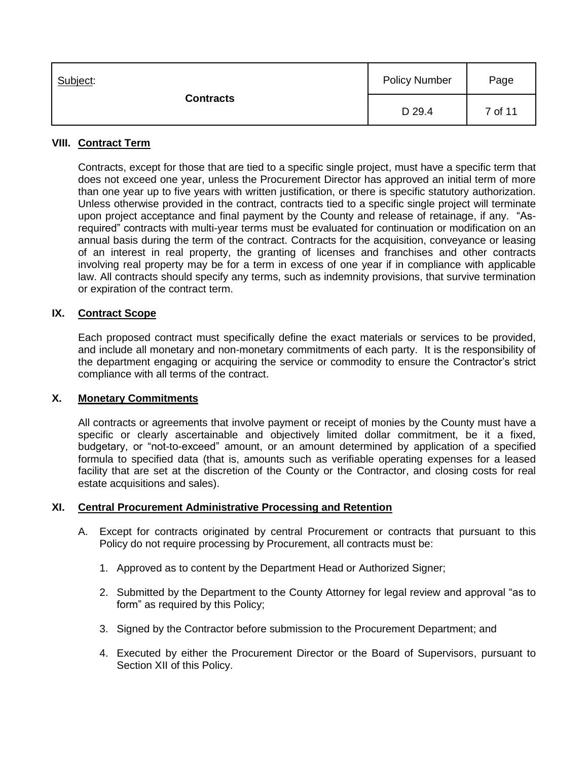## VIII. Contract Term

Contracts, except for those that are tied to a specific single project, must have a specific term that does not exceed one year, unless the Procurement Director has approved an initial term of more than one year up to five years with written justification, or there is specific statutory authorization. Unless otherwise provided in the contract, contracts tied to a specific single project will terminate upon project acceptance and final payment by the County and release of retainage, if any. "As-required" contracts with multi-year terms must be evaluated for continuation or modification on an annual basis during the term of the contract. Contracts for the acquisition, conveyance or leasing of an interest in real property, the granting of licenses and franchises and other contracts involving real property may be for a term in excess of one year if in compliance with applicable law. All contracts should specify any terms, such as indemnity provisions, that survive termination or expiration of the contract term.

## IX. Contract Scope

Each proposed contract must specifically define the exact materials or services to be provided, and include all monetary and non-monetary commitments of each party. It is the responsibility of the department engaging or acquiring the service or commodity to ensure the Contractor's strict compliance with all terms of the contract.

## X. Monetary Commitments

All contracts or agreements that involve payment or receipt of monies by the County must have a specific or clearly ascertainable and objectively limited dollar commitment, be it a fixed, budgetary, or "not-to-exceed" amount, or an amount determined by application of a specified formula to specified data (that is, amounts such as verifiable operating expenses for a leased facility that are set at the discretion of the County or the Contractor, and closing costs for real estate acquisitions and sales).

## XI. Central Procurement Administrative Processing and Retention

A. Except for contracts originated by central Procurement or contracts that pursuant to this Policy do not require processing by Procurement, all contracts must be:

1. Approved as to content by the Department Head or Authorized Signer;
2. Submitted by the Department to the County Attorney for legal review and approval "as to form" as required by this Policy;
3. Signed by the Contractor before submission to the Procurement Department; and
4. Executed by either the Procurement Director or the Board of Supervisors, pursuant to Section XII of this Policy.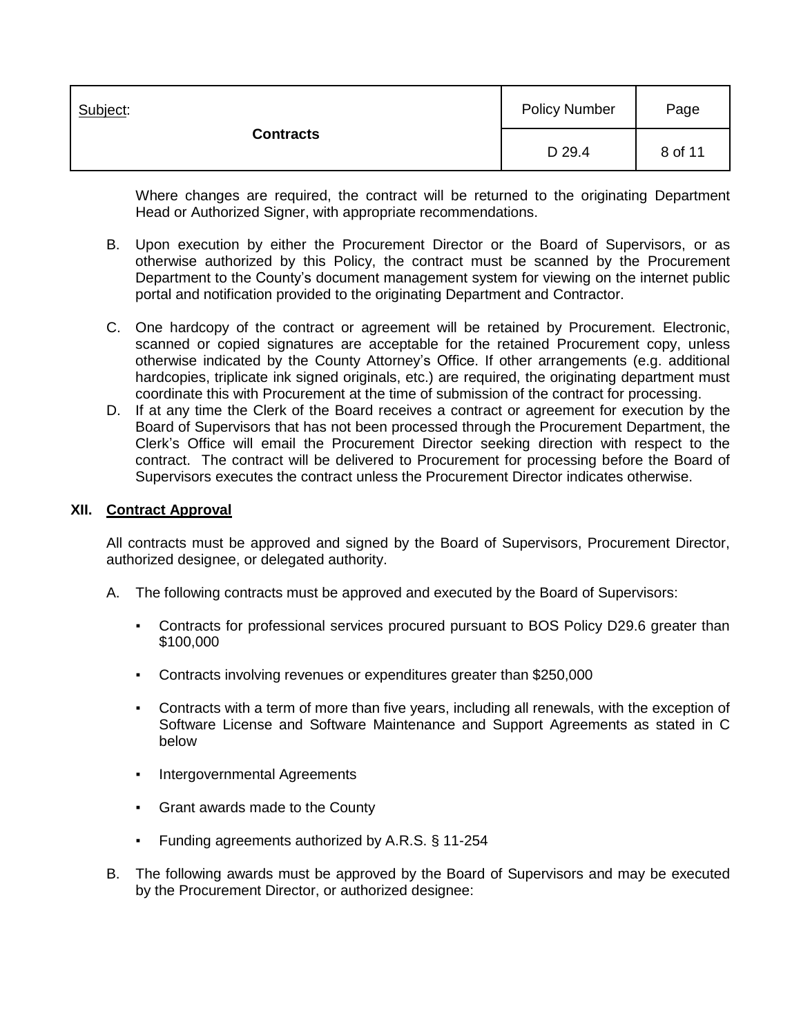Where changes are required, the contract will be returned to the originating Department Head or Authorized Signer, with appropriate recommendations.

B. Upon execution by either the Procurement Director or the Board of Supervisors, or as otherwise authorized by this Policy, the contract must be scanned by the Procurement Department to the County's document management system for viewing on the internet public portal and notification provided to the originating Department and Contractor.

C. One hardcopy of the contract or agreement will be retained by Procurement. Electronic, scanned or copied signatures are acceptable for the retained Procurement copy, unless otherwise indicated by the County Attorney's Office. If other arrangements (e.g. additional hardcopies, triplicate ink signed originals, etc.) are required, the originating department must coordinate this with Procurement at the time of submission of the contract for processing.

D. If at any time the Clerk of the Board receives a contract or agreement for execution by the Board of Supervisors that has not been processed through the Procurement Department, the Clerk's Office will email the Procurement Director seeking direction with respect to the contract. The contract will be delivered to Procurement for processing before the Board of Supervisors executes the contract unless the Procurement Director indicates otherwise.

## XII. Contract Approval

All contracts must be approved and signed by the Board of Supervisors, Procurement Director, authorized designee, or delegated authority.

A. The following contracts must be approved and executed by the Board of Supervisors:

- Contracts for professional services procured pursuant to BOS Policy D29.6 greater than $100,000
- Contracts involving revenues or expenditures greater than $250,000
- Contracts with a term of more than five years, including all renewals, with the exception of Software License and Software Maintenance and Support Agreements as stated in C below
- Intergovernmental Agreements
- Grant awards made to the County
- Funding agreements authorized by A.R.S. § 11-254

B. The following awards must be approved by the Board of Supervisors and may be executed by the Procurement Director, or authorized designee: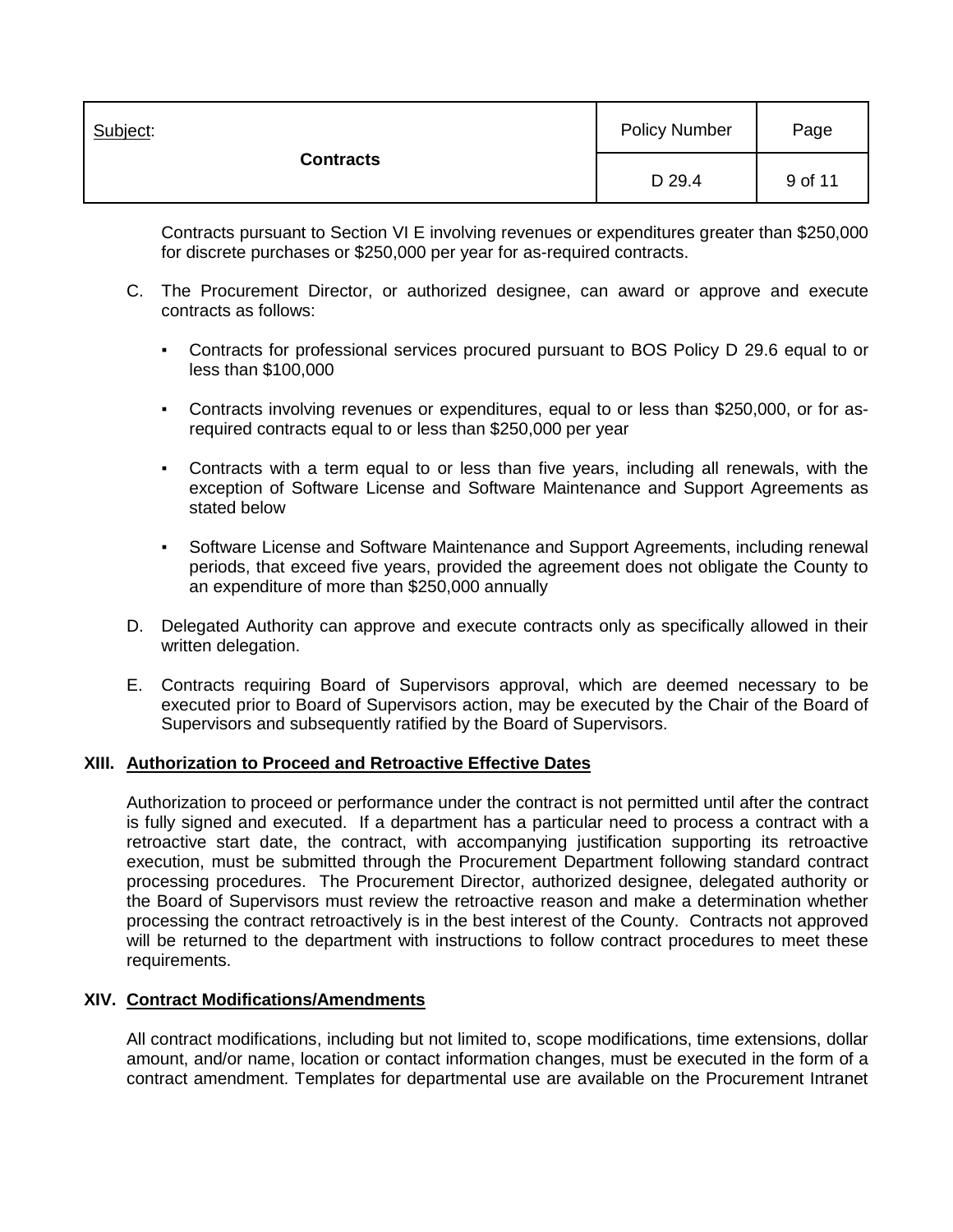Contracts pursuant to Section VI E involving revenues or expenditures greater than $250,000 for discrete purchases or $250,000 per year for as-required contracts.

C. The Procurement Director, or authorized designee, can award or approve and execute contracts as follows:

  - Contracts for professional services procured pursuant to BOS Policy D 29.6 equal to or less than $100,000
  - Contracts involving revenues or expenditures, equal to or less than $250,000, or for as-required contracts equal to or less than $250,000 per year
  - Contracts with a term equal to or less than five years, including all renewals, with the exception of Software License and Software Maintenance and Support Agreements as stated below
  - Software License and Software Maintenance and Support Agreements, including renewal periods, that exceed five years, provided the agreement does not obligate the County to an expenditure of more than $250,000 annually

D. Delegated Authority can approve and execute contracts only as specifically allowed in their written delegation.

E. Contracts requiring Board of Supervisors approval, which are deemed necessary to be executed prior to Board of Supervisors action, may be executed by the Chair of the Board of Supervisors and subsequently ratified by the Board of Supervisors.

## XIII. Authorization to Proceed and Retroactive Effective Dates

Authorization to proceed or performance under the contract is not permitted until after the contract is fully signed and executed. If a department has a particular need to process a contract with a retroactive start date, the contract, with accompanying justification supporting its retroactive execution, must be submitted through the Procurement Department following standard contract processing procedures. The Procurement Director, authorized designee, delegated authority or the Board of Supervisors must review the retroactive reason and make a determination whether processing the contract retroactively is in the best interest of the County. Contracts not approved will be returned to the department with instructions to follow contract procedures to meet these requirements.

## XIV. Contract Modifications/Amendments

All contract modifications, including but not limited to, scope modifications, time extensions, dollar amount, and/or name, location or contact information changes, must be executed in the form of a contract amendment. Templates for departmental use are available on the Procurement Intranet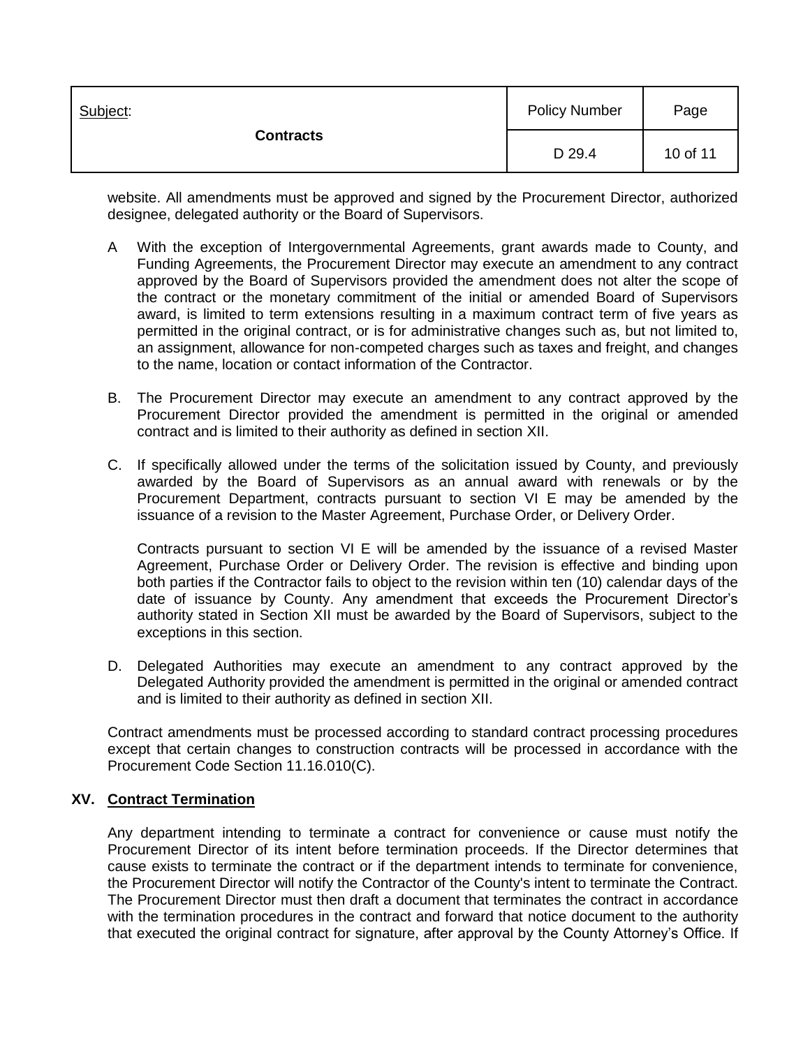website. All amendments must be approved and signed by the Procurement Director, authorized designee, delegated authority or the Board of Supervisors.

A With the exception of Intergovernmental Agreements, grant awards made to County, and Funding Agreements, the Procurement Director may execute an amendment to any contract approved by the Board of Supervisors provided the amendment does not alter the scope of the contract or the monetary commitment of the initial or amended Board of Supervisors award, is limited to term extensions resulting in a maximum contract term of five years as permitted in the original contract, or is for administrative changes such as, but not limited to, an assignment, allowance for non-competed charges such as taxes and freight, and changes to the name, location or contact information of the Contractor.

B. The Procurement Director may execute an amendment to any contract approved by the Procurement Director provided the amendment is permitted in the original or amended contract and is limited to their authority as defined in section XII.

C. If specifically allowed under the terms of the solicitation issued by County, and previously awarded by the Board of Supervisors as an annual award with renewals or by the Procurement Department, contracts pursuant to section VI E may be amended by the issuance of a revision to the Master Agreement, Purchase Order, or Delivery Order.

   Contracts pursuant to section VI E will be amended by the issuance of a revised Master Agreement, Purchase Order or Delivery Order. The revision is effective and binding upon both parties if the Contractor fails to object to the revision within ten (10) calendar days of the date of issuance by County. Any amendment that exceeds the Procurement Director's authority stated in Section XII must be awarded by the Board of Supervisors, subject to the exceptions in this section.

D. Delegated Authorities may execute an amendment to any contract approved by the Delegated Authority provided the amendment is permitted in the original or amended contract and is limited to their authority as defined in section XII.

Contract amendments must be processed according to standard contract processing procedures except that certain changes to construction contracts will be processed in accordance with the Procurement Code Section 11.16.010(C).

## XV. Contract Termination

Any department intending to terminate a contract for convenience or cause must notify the Procurement Director of its intent before termination proceeds. If the Director determines that cause exists to terminate the contract or if the department intends to terminate for convenience, the Procurement Director will notify the Contractor of the County's intent to terminate the Contract. The Procurement Director must then draft a document that terminates the contract in accordance with the termination procedures in the contract and forward that notice document to the authority that executed the original contract for signature, after approval by the County Attorney's Office. If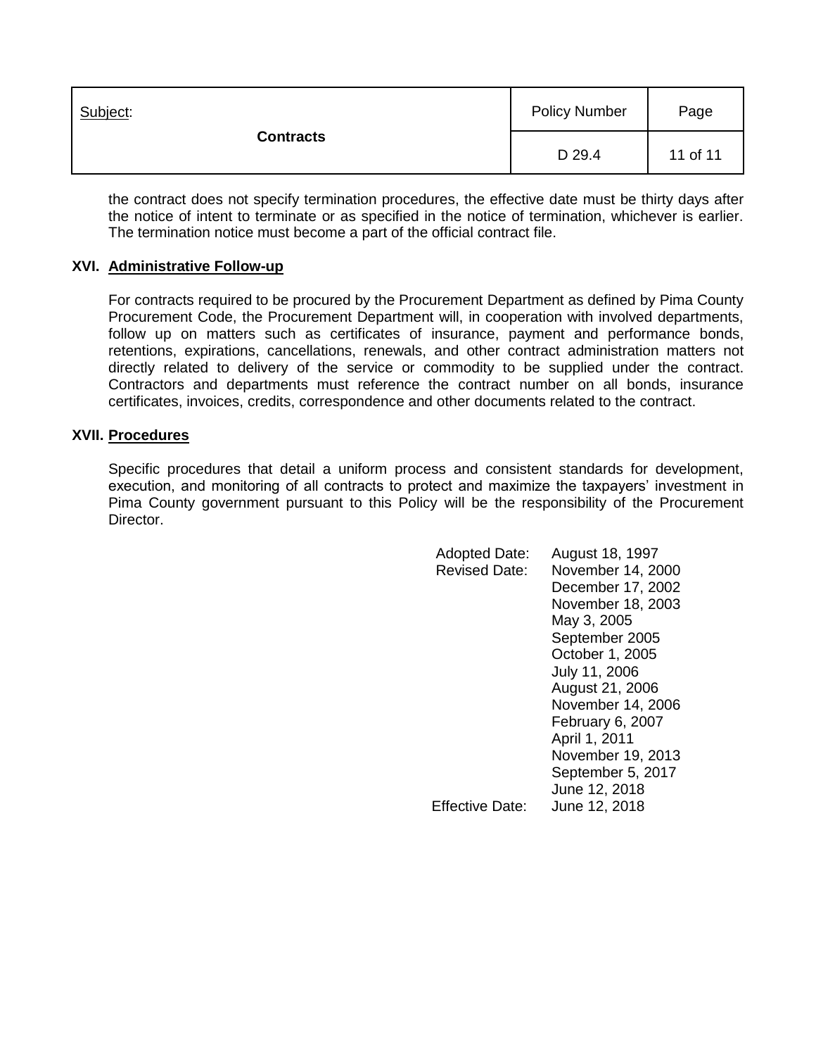the contract does not specify termination procedures, the effective date must be thirty days after the notice of intent to terminate or as specified in the notice of termination, whichever is earlier. The termination notice must become a part of the official contract file.

## XVI. Administrative Follow-up

For contracts required to be procured by the Procurement Department as defined by Pima County Procurement Code, the Procurement Department will, in cooperation with involved departments, follow up on matters such as certificates of insurance, payment and performance bonds, retentions, expirations, cancellations, renewals, and other contract administration matters not directly related to delivery of the service or commodity to be supplied under the contract. Contractors and departments must reference the contract number on all bonds, insurance certificates, invoices, credits, correspondence and other documents related to the contract.

## XVII. Procedures

Specific procedures that detail a uniform process and consistent standards for development, execution, and monitoring of all contracts to protect and maximize the taxpayers' investment in Pima County government pursuant to this Policy will be the responsibility of the Procurement Director.

Adopted Date: August 18, 1997
Revised Date: November 14, 2000
December 17, 2002
November 18, 2003
May 3, 2005
September 2005
October 1, 2005
July 11, 2006
August 21, 2006
November 14, 2006
February 6, 2007
April 1, 2011
November 19, 2013
September 5, 2017
June 12, 2018
Effective Date: June 12, 2018